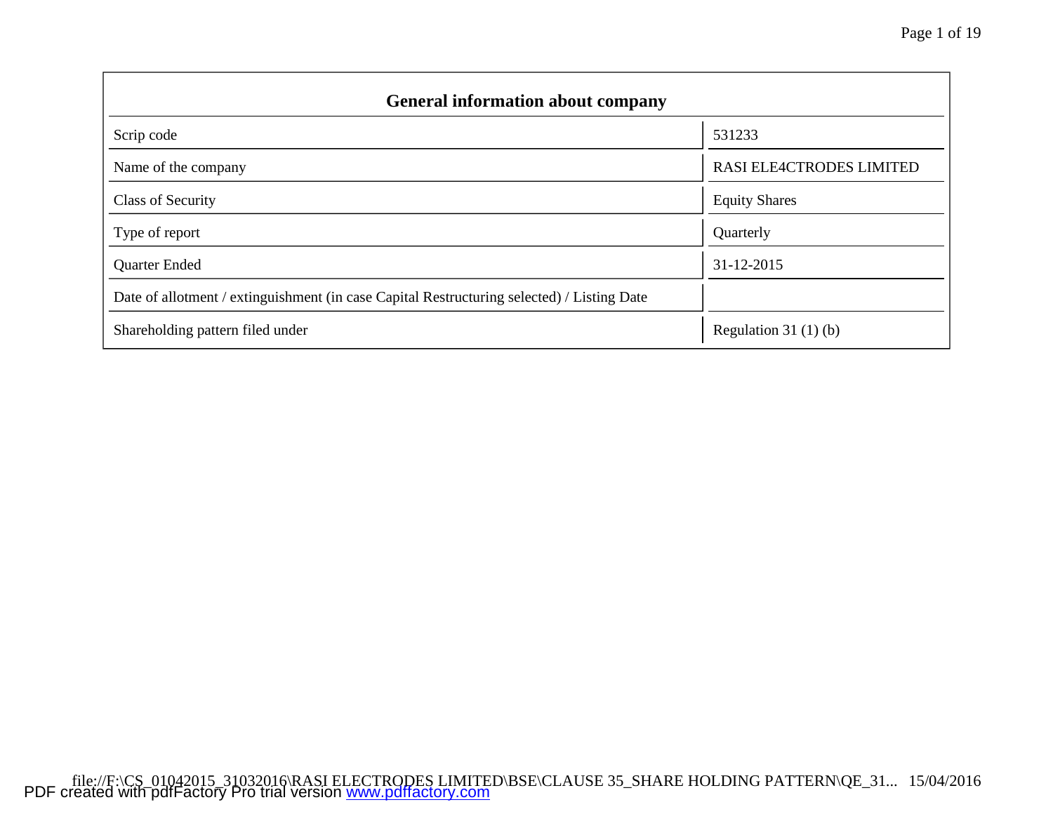## General information about company

| | |
|---|---|
| Scrip code | 531233 |
| Name of the company | RASI ELE4CTRODES LIMITED |
| Class of Security | Equity Shares |
| Type of report | Quarterly |
| Quarter Ended | 31-12-2015 |
| Date of allotment / extinguishment (in case Capital Restructuring selected) / Listing Date | |
| Shareholding pattern filed under | Regulation 31 (1) (b) |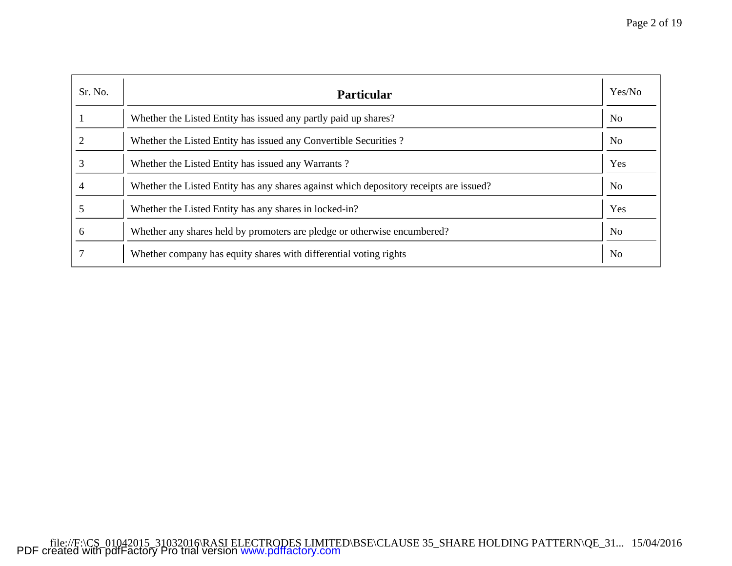| Sr. No. | **Particular** | Yes/No |
| --- | --- | --- |
| 1 | Whether the Listed Entity has issued any partly paid up shares? | No |
| 2 | Whether the Listed Entity has issued any Convertible Securities ? | No |
| 3 | Whether the Listed Entity has issued any Warrants ? | Yes |
| 4 | Whether the Listed Entity has any shares against which depository receipts are issued? | No |
| 5 | Whether the Listed Entity has any shares in locked-in? | Yes |
| 6 | Whether any shares held by promoters are pledge or otherwise encumbered? | No |
| 7 | Whether company has equity shares with differential voting rights | No |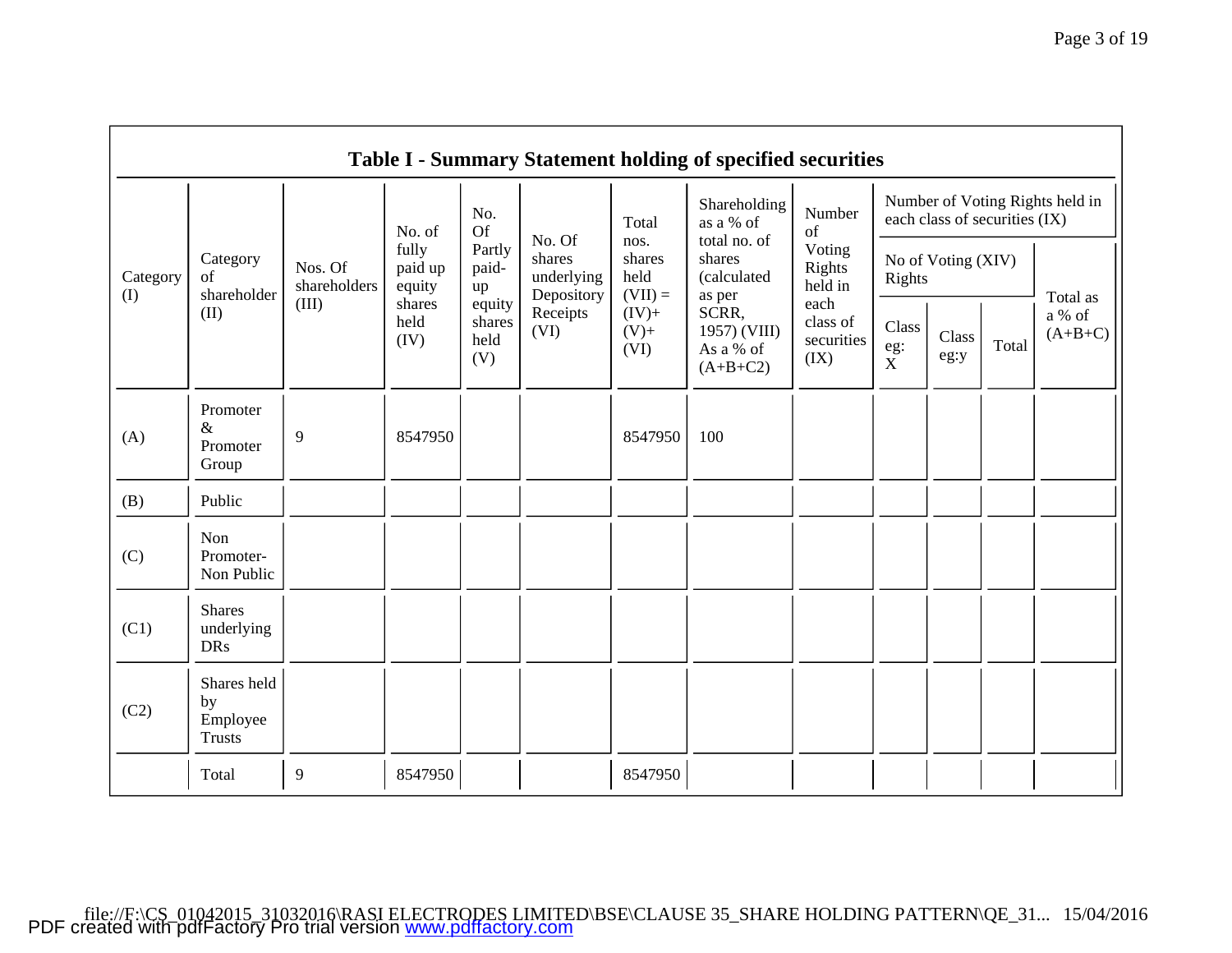## Table I - Summary Statement holding of specified securities

| Category (I) | Category of shareholder (II) | Nos. Of shareholders (III) | No. of fully paid up equity shares held (IV) | No. Of Partly paid-up equity shares held (V) | No. Of shares underlying Depository Receipts (VI) | Total nos. shares held (VII) = (IV)+ (V)+ (VI) | Shareholding as a % of total no. of shares (calculated as per SCRR, 1957) (VIII) As a % of (A+B+C2) | Number of Voting Rights held in each class of securities (IX) | | | | |
|---|---|---|---|---|---|---|---|---|---|---|---|---|
| | | | | | | | | No of Voting (XIV) Rights | | | Total as a % of (A+B+C) |
| | | | | | | | | Class eg: X | Class eg:y | Total | |
| (A) | Promoter & Promoter Group | 9 | 8547950 | | | 8547950 | 100 | | | | |
| (B) | Public | | | | | | | | | | |
| (C) | Non Promoter- Non Public | | | | | | | | | | |
| (C1) | Shares underlying DRs | | | | | | | | | | |
| (C2) | Shares held by Employee Trusts | | | | | | | | | | |
| | Total | 9 | 8547950 | | | 8547950 | | | | | |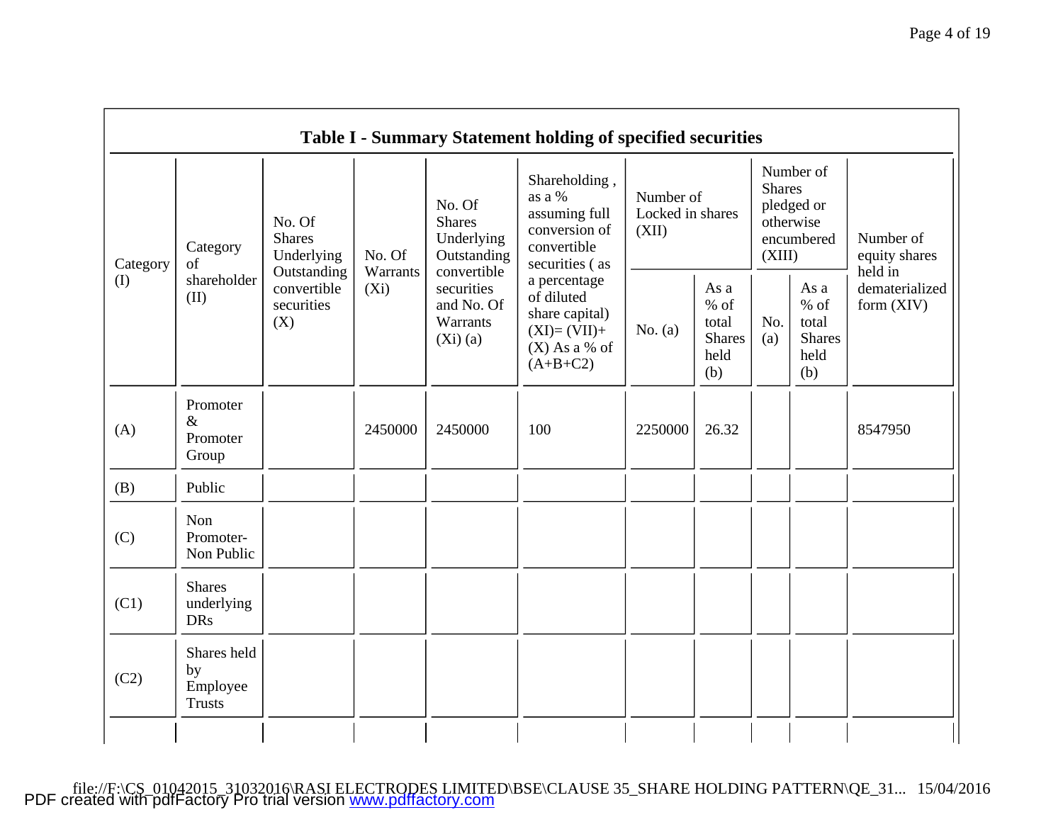## Table I - Summary Statement holding of specified securities

| Category (I) | Category of shareholder (II) | No. Of Shares Underlying Outstanding convertible securities (X) | No. Of Warrants (Xi) | No. Of Shares Underlying Outstanding convertible securities and No. Of Warrants (Xi) (a) | Shareholding , as a % assuming full conversion of convertible securities ( as a percentage of diluted share capital) (XI)= (VII)+(X) As a % of (A+B+C2) | Number of Locked in shares (XII) | | Number of Shares pledged or otherwise encumbered (XIII) | | Number of equity shares held in dematerialized form (XIV) |
|---|---|---|---|---|---|---|---|---|---|---|
| | | | | | | No. (a) | As a % of total Shares held (b) | No. (a) | As a % of total Shares held (b) | |
| (A) | Promoter & Promoter Group | | 2450000 | 2450000 | 100 | 2250000 | 26.32 | | | 8547950 |
| (B) | Public | | | | | | | | | |
| (C) | Non Promoter- Non Public | | | | | | | | | |
| (C1) | Shares underlying DRs | | | | | | | | | |
| (C2) | Shares held by Employee Trusts | | | | | | | | | |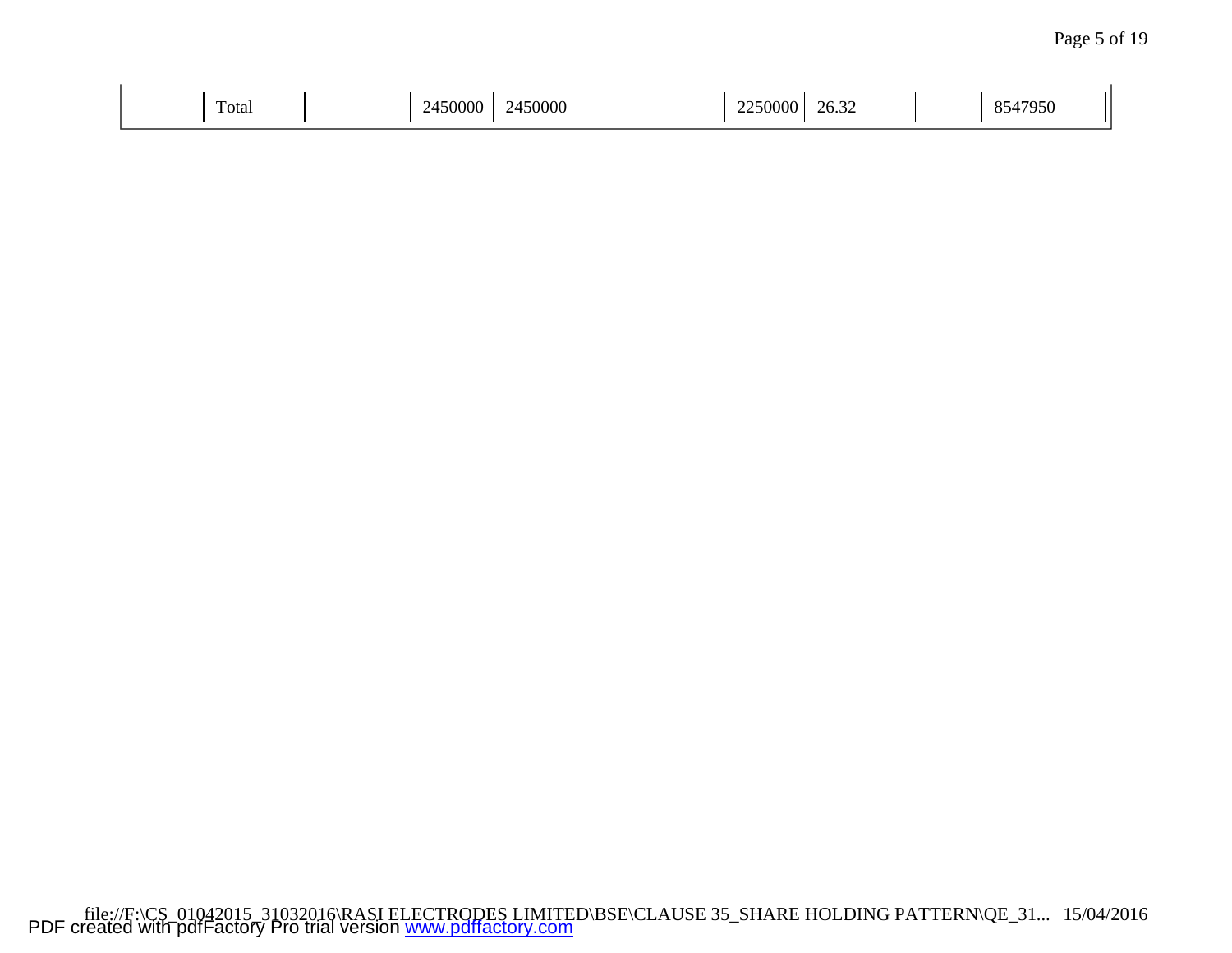| | Total | | 2450000 | 2450000 | | 2250000 | 26.32 | | | 8547950 |
|---|---|---|---|---|---|---|---|---|---|---|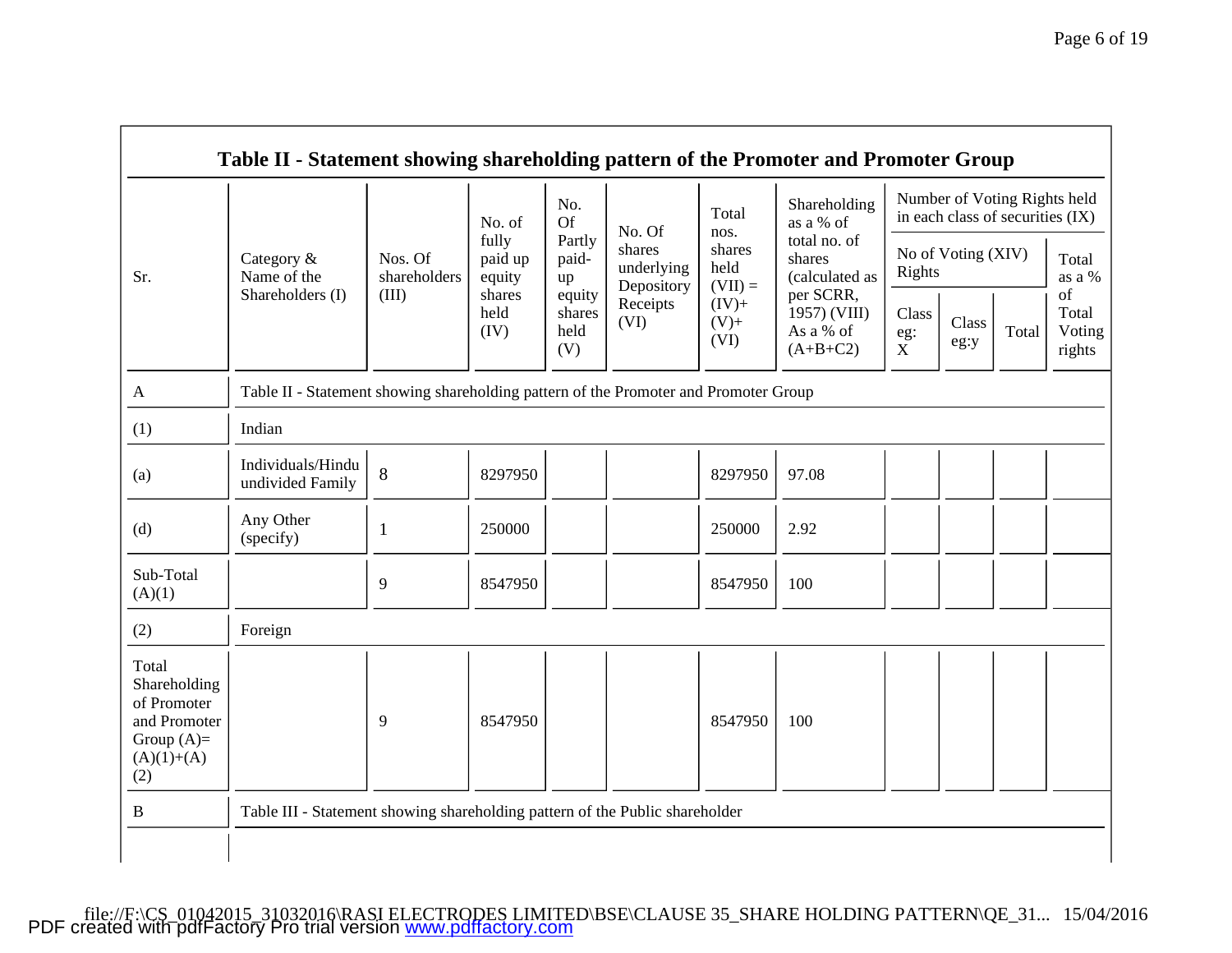## Table II - Statement showing shareholding pattern of the Promoter and Promoter Group

| Sr. | Category & Name of the Shareholders (I) | Nos. Of shareholders (III) | No. of fully paid up equity shares held (IV) | No. Of Partly paid-up equity shares held (V) | No. Of shares underlying Depository Receipts (VI) | Total nos. shares held (VII) = (IV)+ (V)+ (VI) | Shareholding as a % of total no. of shares (calculated as per SCRR, 1957) (VIII) As a % of (A+B+C2) | Number of Voting Rights held in each class of securities (IX) | | | |
|---|---|---|---|---|---|---|---|---|---|---|---|
| | | | | | | | | No of Voting (XIV) Rights | | | Total as a % of Total Voting rights |
| | | | | | | | | Class eg: X | Class eg:y | Total | |
| A | Table II - Statement showing shareholding pattern of the Promoter and Promoter Group | | | | | | | | | | |
| (1) | Indian | | | | | | | | | | |
| (a) | Individuals/Hindu undivided Family | 8 | 8297950 | | | 8297950 | 97.08 | | | | |
| (d) | Any Other (specify) | 1 | 250000 | | | 250000 | 2.92 | | | | |
| Sub-Total (A)(1) | | 9 | 8547950 | | | 8547950 | 100 | | | | |
| (2) | Foreign | | | | | | | | | | |
| Total Shareholding of Promoter and Promoter Group (A)=(A)(1)+(A)(2) | | 9 | 8547950 | | | 8547950 | 100 | | | | |
| B | Table III - Statement showing shareholding pattern of the Public shareholder | | | | | | | | | | |

file:///F:\CS_01042015_31032016\RASI ELECTRODES LIMITED\BSE\CLAUSE 35_SHARE HOLDING PATTERN\QE_31... 15/04/2016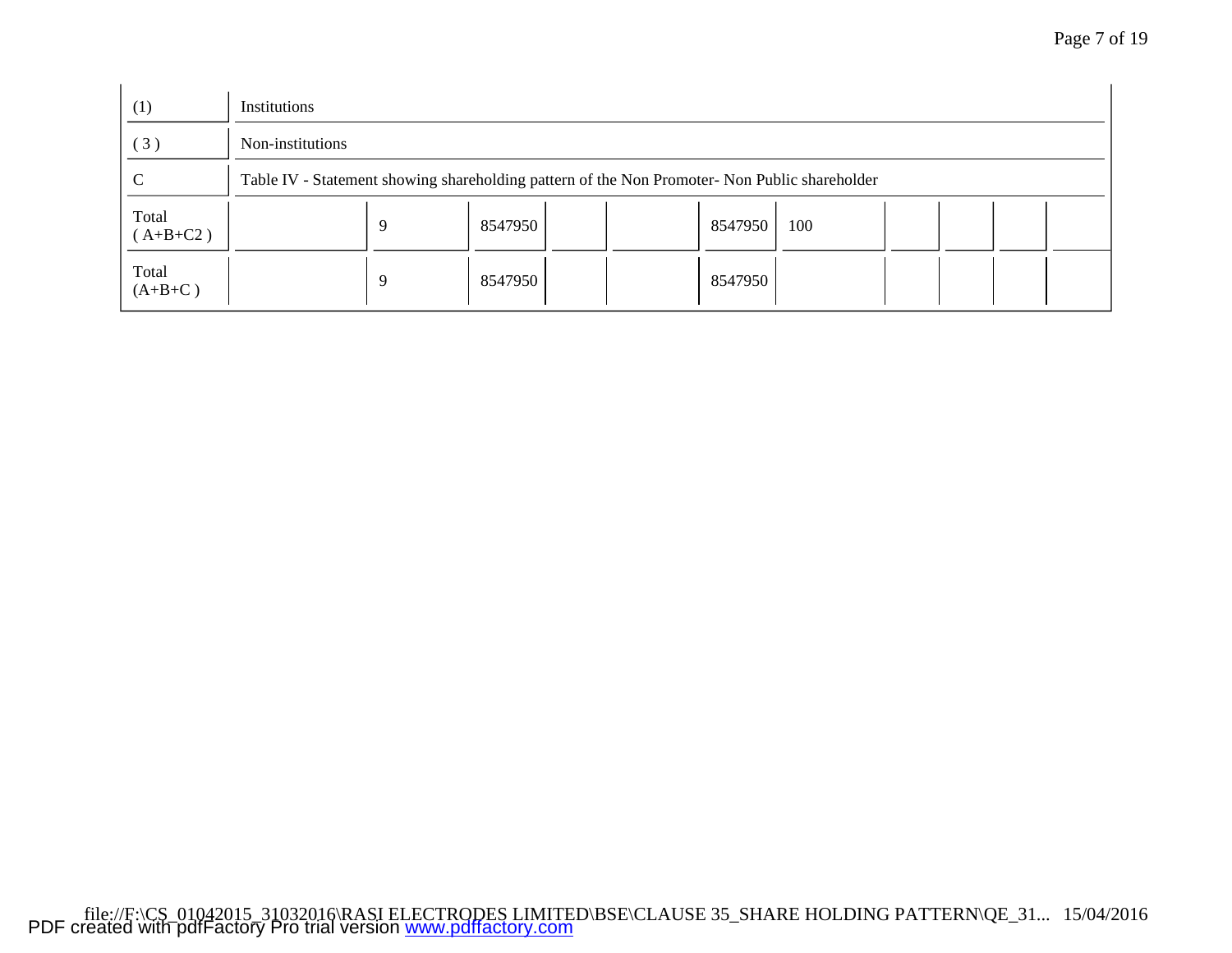| | | | | | | | | | | | |
|---|---|---|---|---|---|---|---|---|---|---|---|
| (1) | Institutions | | | | | | | | | | |
| ( 3 ) | Non-institutions | | | | | | | | | | |
| C | Table IV - Statement showing shareholding pattern of the Non Promoter- Non Public shareholder | | | | | | | | | | |
| Total ( A+B+C2 ) | | 9 | 8547950 | | | 8547950 | 100 | | | | |
| Total (A+B+C ) | | 9 | 8547950 | | | 8547950 | | | | | |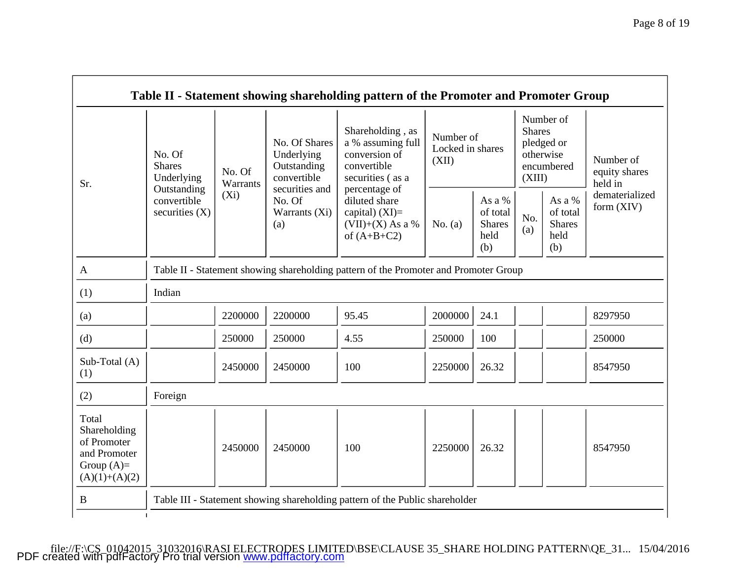| Table II - Statement showing shareholding pattern of the Promoter and Promoter Group | | | | | | | | | |
|---|---|---|---|---|---|---|---|---|---|
| Sr. | No. Of Shares Underlying Outstanding convertible securities (X) | No. Of Warrants (Xi) | No. Of Shares Underlying Outstanding convertible securities and No. Of Warrants (Xi) (a) | Shareholding , as a % assuming full conversion of convertible securities ( as a percentage of diluted share capital) (XI)= (VII)+(X) As a % of (A+B+C2) | Number of Locked in shares (XII) | | Number of Shares pledged or otherwise encumbered (XIII) | | Number of equity shares held in dematerialized form (XIV) |
| | | | | | No. (a) | As a % of total Shares held (b) | No. (a) | As a % of total Shares held (b) | |
| A | Table II - Statement showing shareholding pattern of the Promoter and Promoter Group | | | | | | | | |
| (1) | Indian | | | | | | | | |
| (a) | | 2200000 | 2200000 | 95.45 | 2000000 | 24.1 | | | 8297950 |
| (d) | | 250000 | 250000 | 4.55 | 250000 | 100 | | | 250000 |
| Sub-Total (A) (1) | | 2450000 | 2450000 | 100 | 2250000 | 26.32 | | | 8547950 |
| (2) | Foreign | | | | | | | | |
| Total Shareholding of Promoter and Promoter Group (A)= (A)(1)+(A)(2) | | 2450000 | 2450000 | 100 | 2250000 | 26.32 | | | 8547950 |
| B | Table III - Statement showing shareholding pattern of the Public shareholder | | | | | | | | |

file://F:\CS_01042015_31032016\RASI ELECTRODES LIMITED\BSE\CLAUSE 35_SHARE HOLDING PATTERN\QE_31... 15/04/2016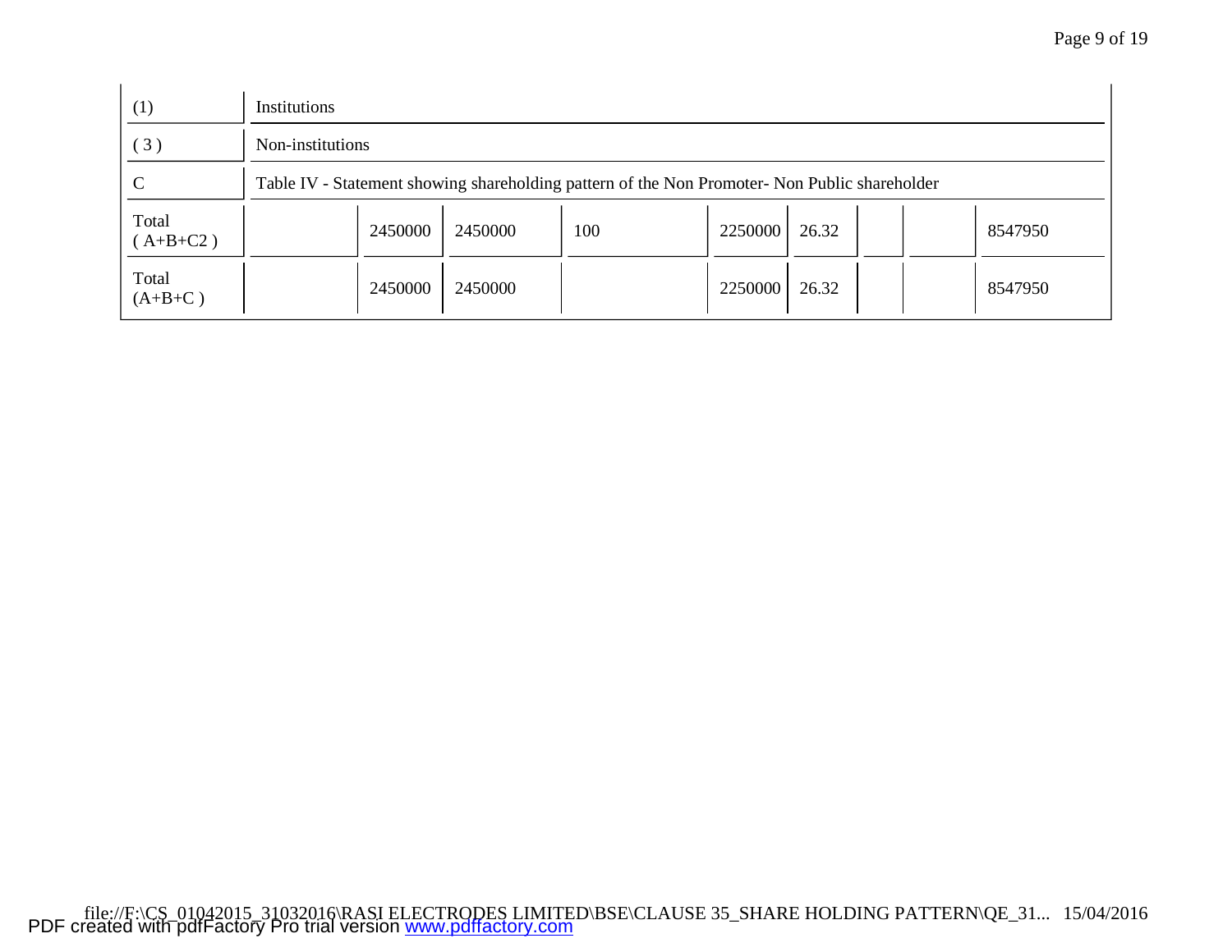| | | | | | | | | | |
|---|---|---|---|---|---|---|---|---|---|
| (1) | Institutions | | | | | | | | |
| ( 3 ) | Non-institutions | | | | | | | | |
| C | Table IV - Statement showing shareholding pattern of the Non Promoter- Non Public shareholder | | | | | | | | |
| Total ( A+B+C2 ) | | 2450000 | 2450000 | 100 | 2250000 | 26.32 | | | 8547950 |
| Total (A+B+C ) | | 2450000 | 2450000 | | 2250000 | 26.32 | | | 8547950 |

file:///F:\CS_01042015_31032016\RASI ELECTRODES LIMITED\BSE\CLAUSE 35_SHARE HOLDING PATTERN\QE_31... 15/04/2016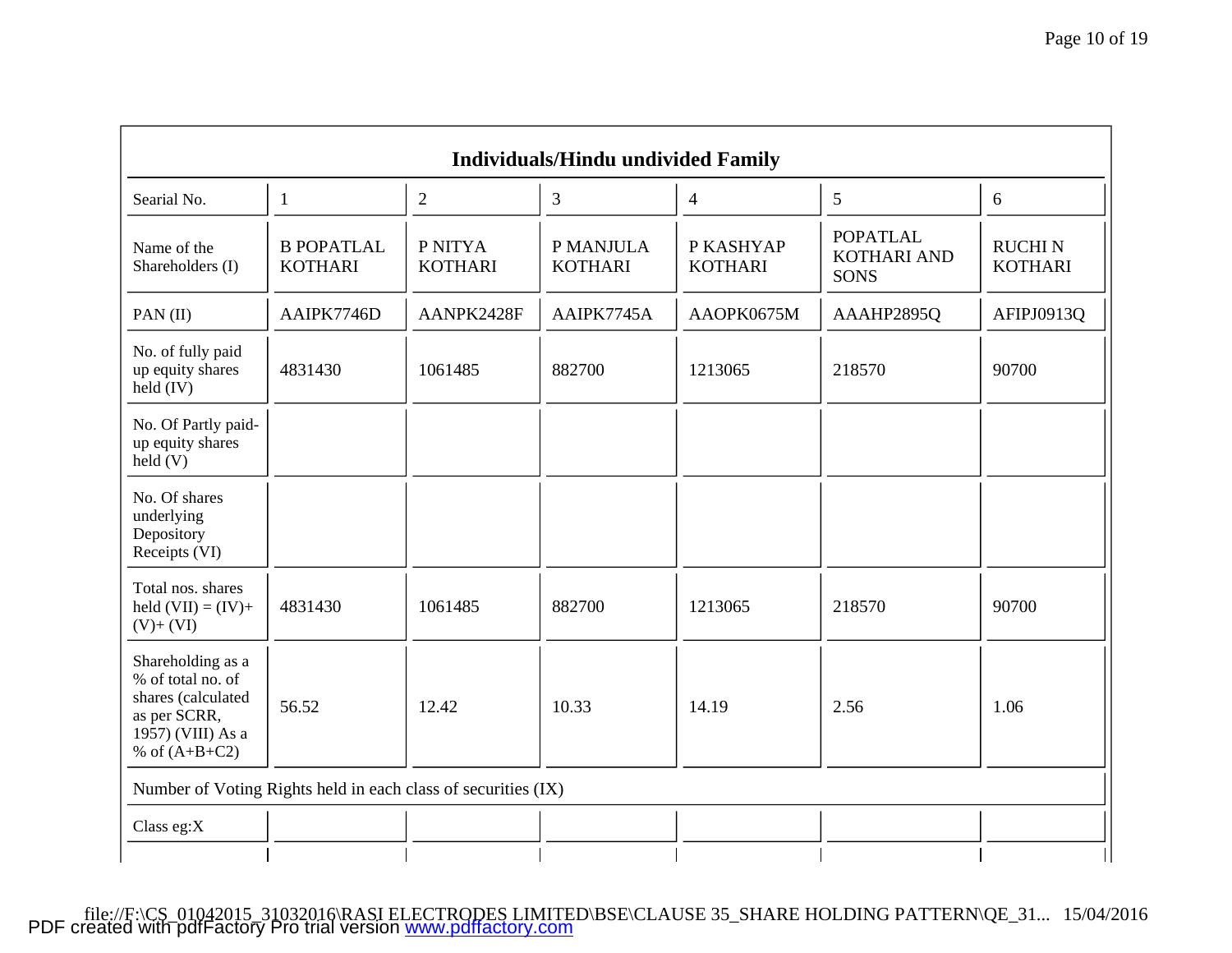| Individuals/Hindu undivided Family | | | | | | |
|---|---|---|---|---|---|---|
| Searial No. | 1 | 2 | 3 | 4 | 5 | 6 |
| Name of the Shareholders (I) | B POPATLAL KOTHARI | P NITYA KOTHARI | P MANJULA KOTHARI | P KASHYAP KOTHARI | POPATLAL KOTHARI AND SONS | RUCHI N KOTHARI |
| PAN (II) | AAIPK7746D | AANPK2428F | AAIPK7745A | AAOPK0675M | AAAHP2895Q | AFIPJ0913Q |
| No. of fully paid up equity shares held (IV) | 4831430 | 1061485 | 882700 | 1213065 | 218570 | 90700 |
| No. Of Partly paid-up equity shares held (V) | | | | | | |
| No. Of shares underlying Depository Receipts (VI) | | | | | | |
| Total nos. shares held (VII) = (IV)+ (V)+ (VI) | 4831430 | 1061485 | 882700 | 1213065 | 218570 | 90700 |
| Shareholding as a % of total no. of shares (calculated as per SCRR, 1957) (VIII) As a % of (A+B+C2) | 56.52 | 12.42 | 10.33 | 14.19 | 2.56 | 1.06 |
| Number of Voting Rights held in each class of securities (IX) | | | | | | |
| Class eg:X | | | | | | |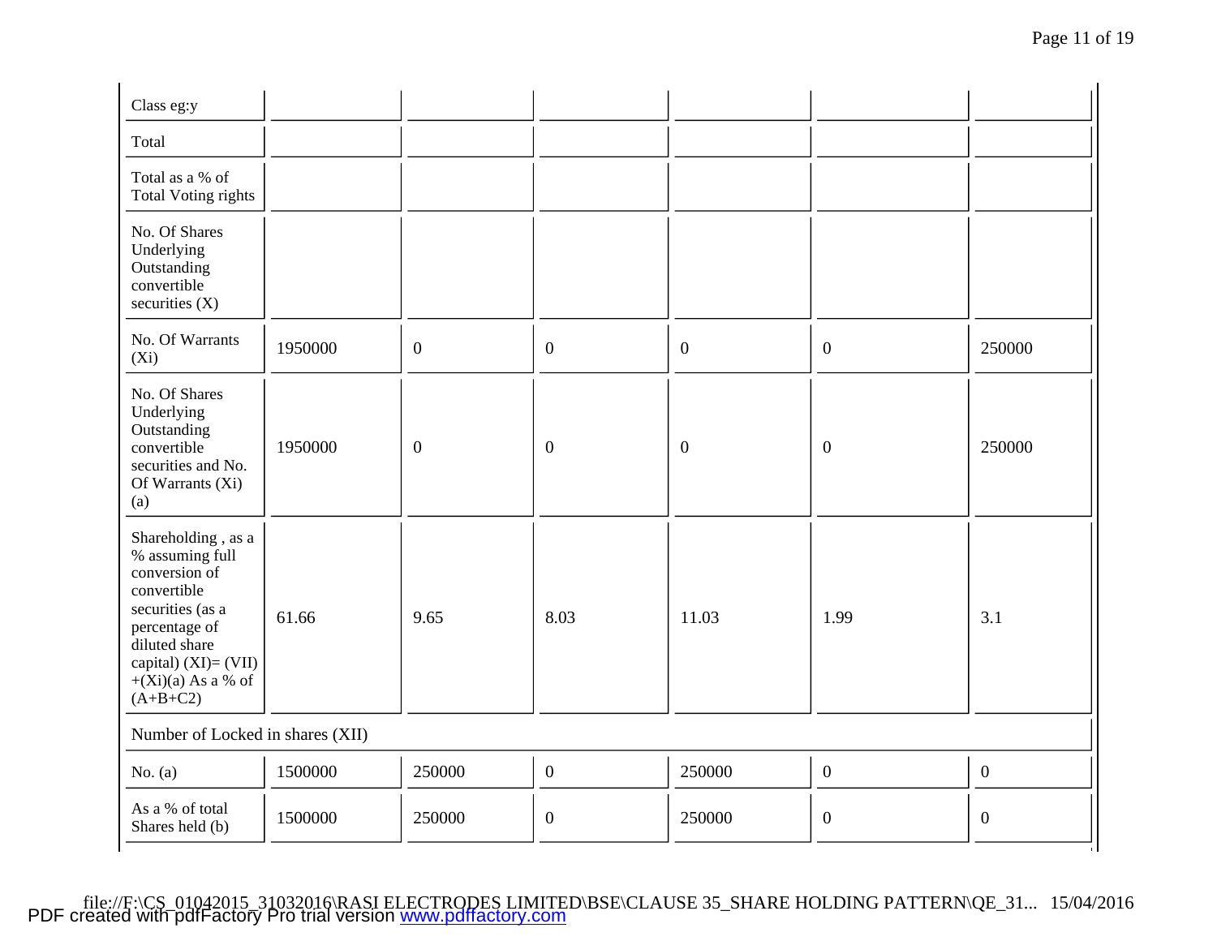| Class eg:y | | | | | | |
| --- | --- | --- | --- | --- | --- | --- |
| Total | | | | | | |
| Total as a % of Total Voting rights | | | | | | |
| No. Of Shares Underlying Outstanding convertible securities (X) | | | | | | |
| No. Of Warrants (Xi) | 1950000 | 0 | 0 | 0 | 0 | 250000 |
| No. Of Shares Underlying Outstanding convertible securities and No. Of Warrants (Xi) (a) | 1950000 | 0 | 0 | 0 | 0 | 250000 |
| Shareholding , as a % assuming full conversion of convertible securities (as a percentage of diluted share capital) (XI)= (VII) +(Xi)(a) As a % of (A+B+C2) | 61.66 | 9.65 | 8.03 | 11.03 | 1.99 | 3.1 |
| Number of Locked in shares (XII) | | | | | | |
| No. (a) | 1500000 | 250000 | 0 | 250000 | 0 | 0 |
| As a % of total Shares held (b) | 1500000 | 250000 | 0 | 250000 | 0 | 0 |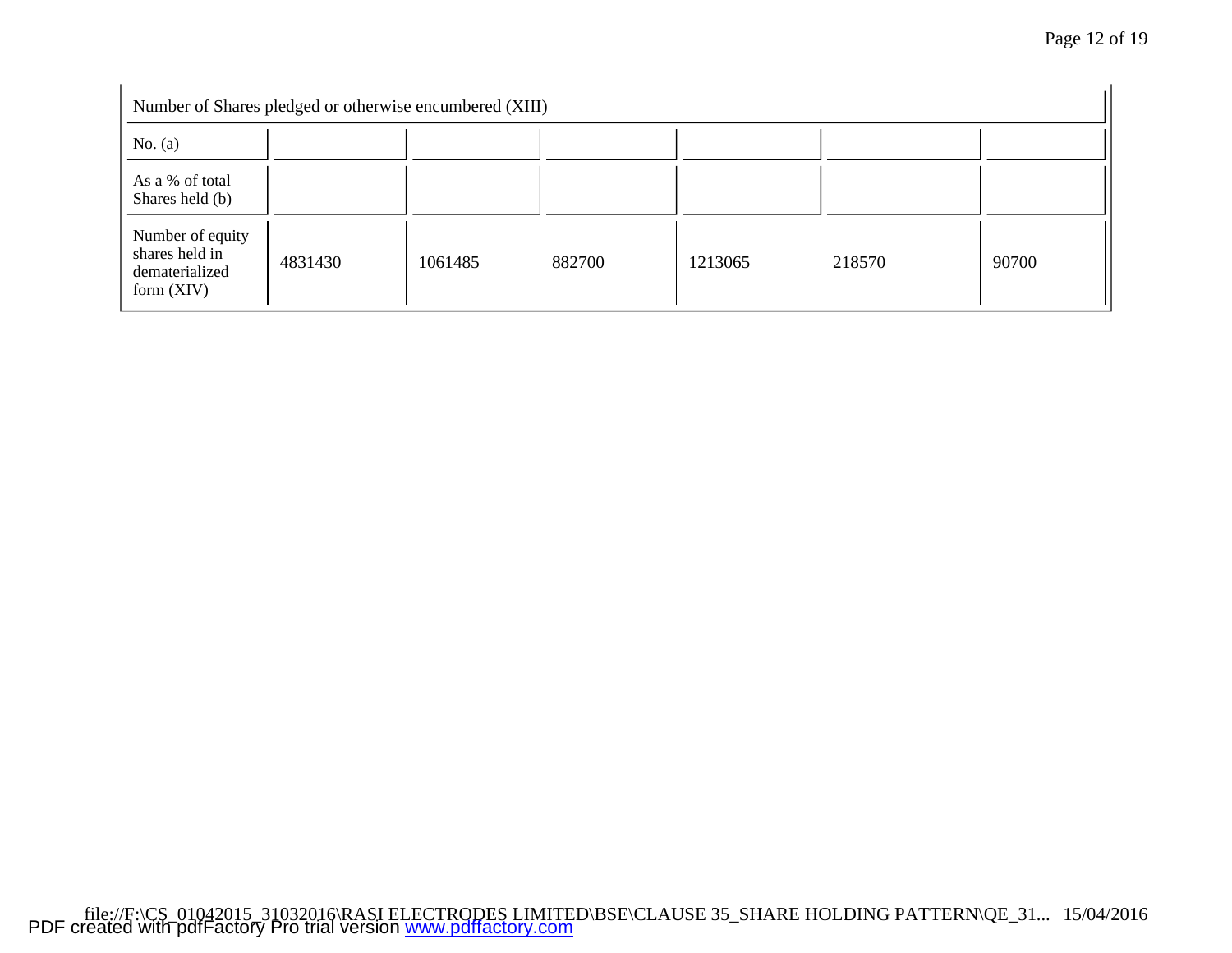| Number of Shares pledged or otherwise encumbered (XIII) | | | | | | |
|---|---|---|---|---|---|---|
| No. (a) | | | | | | |
| As a % of total Shares held (b) | | | | | | |
| Number of equity shares held in dematerialized form (XIV) | 4831430 | 1061485 | 882700 | 1213065 | 218570 | 90700 |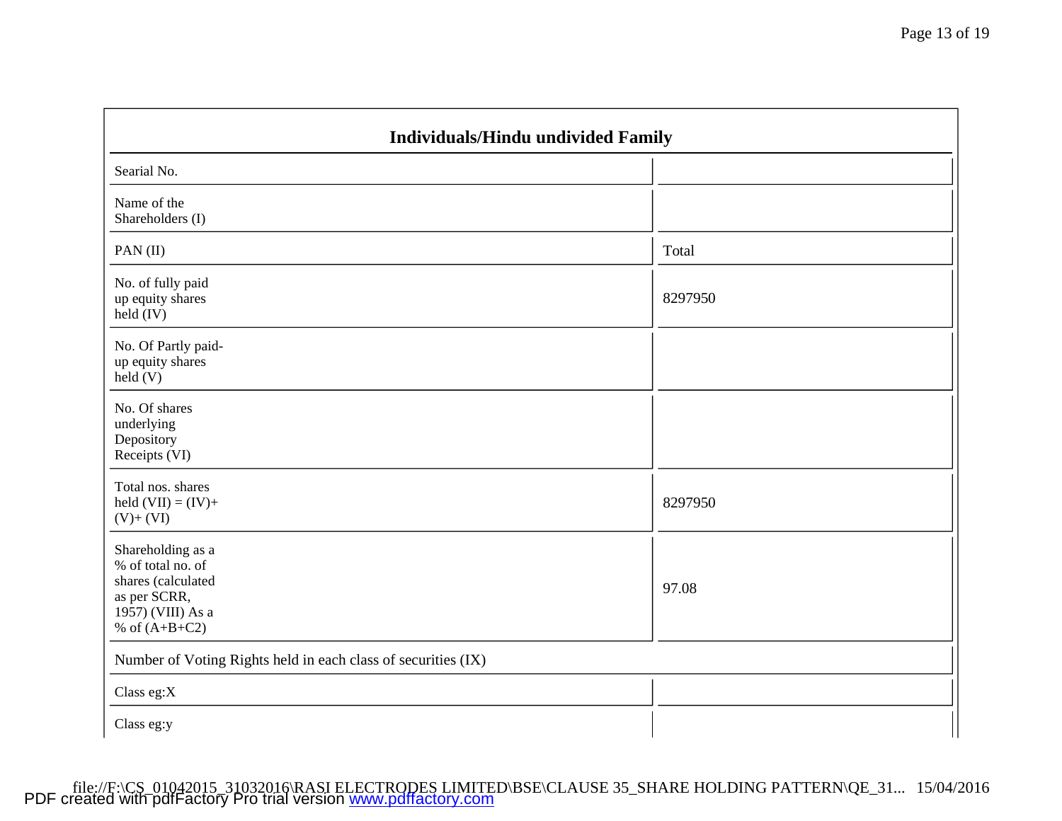| Individuals/Hindu undivided Family | |
|---|---|
| Searial No. | |
| Name of the Shareholders (I) | |
| PAN (II) | Total |
| No. of fully paid up equity shares held (IV) | 8297950 |
| No. Of Partly paid-up equity shares held (V) | |
| No. Of shares underlying Depository Receipts (VI) | |
| Total nos. shares held (VII) = (IV)+ (V)+ (VI) | 8297950 |
| Shareholding as a % of total no. of shares (calculated as per SCRR, 1957) (VIII) As a % of (A+B+C2) | 97.08 |
| Number of Voting Rights held in each class of securities (IX) | |
| Class eg:X | |
| Class eg:y | |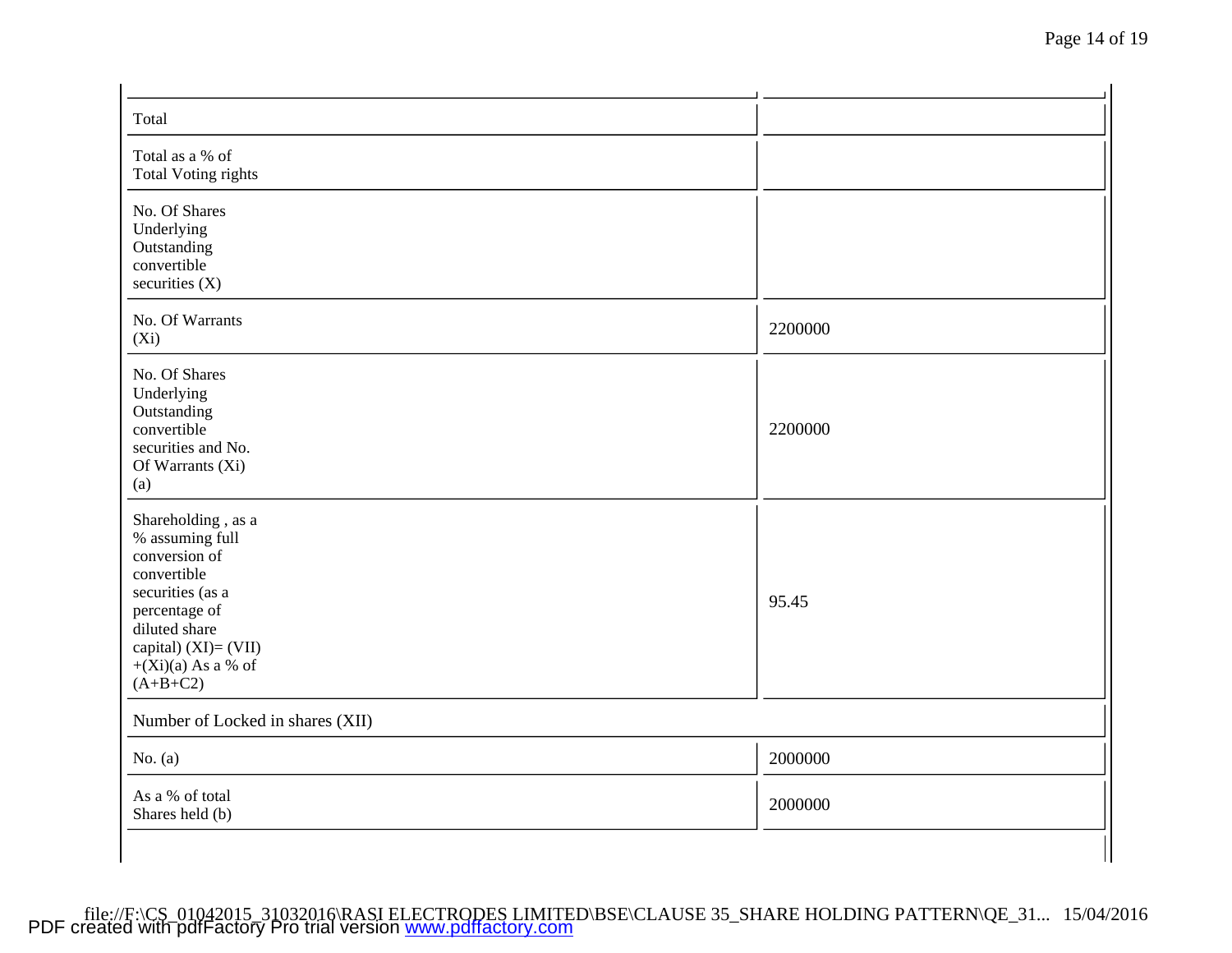| | |
|---|---|
| Total | |
| Total as a % of Total Voting rights | |
| No. Of Shares Underlying Outstanding convertible securities (X) | |
| No. Of Warrants (Xi) | 2200000 |
| No. Of Shares Underlying Outstanding convertible securities and No. Of Warrants (Xi) (a) | 2200000 |
| Shareholding , as a % assuming full conversion of convertible securities (as a percentage of diluted share capital) (XI)= (VII) +(Xi)(a) As a % of (A+B+C2) | 95.45 |
| Number of Locked in shares (XII) | |
| No. (a) | 2000000 |
| As a % of total Shares held (b) | 2000000 |

file:///F:/CS_01042015_31032016\RASI ELECTRODES LIMITED\BSE\CLAUSE 35_SHARE HOLDING PATTERN\QE_31... 15/04/2016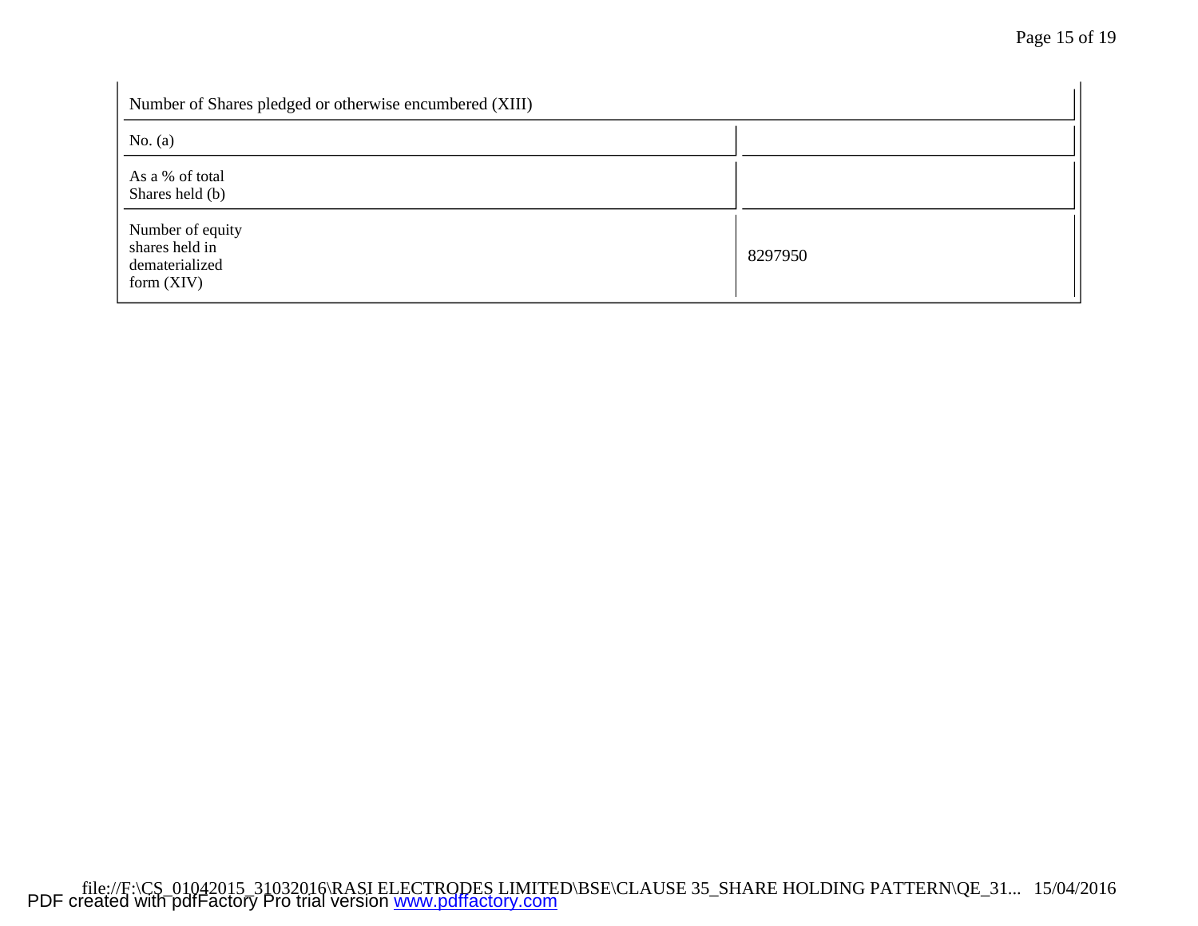| Number of Shares pledged or otherwise encumbered (XIII) | |
|---|---|
| No. (a) | |
| As a % of total Shares held (b) | |
| Number of equity shares held in dematerialized form (XIV) | 8297950 |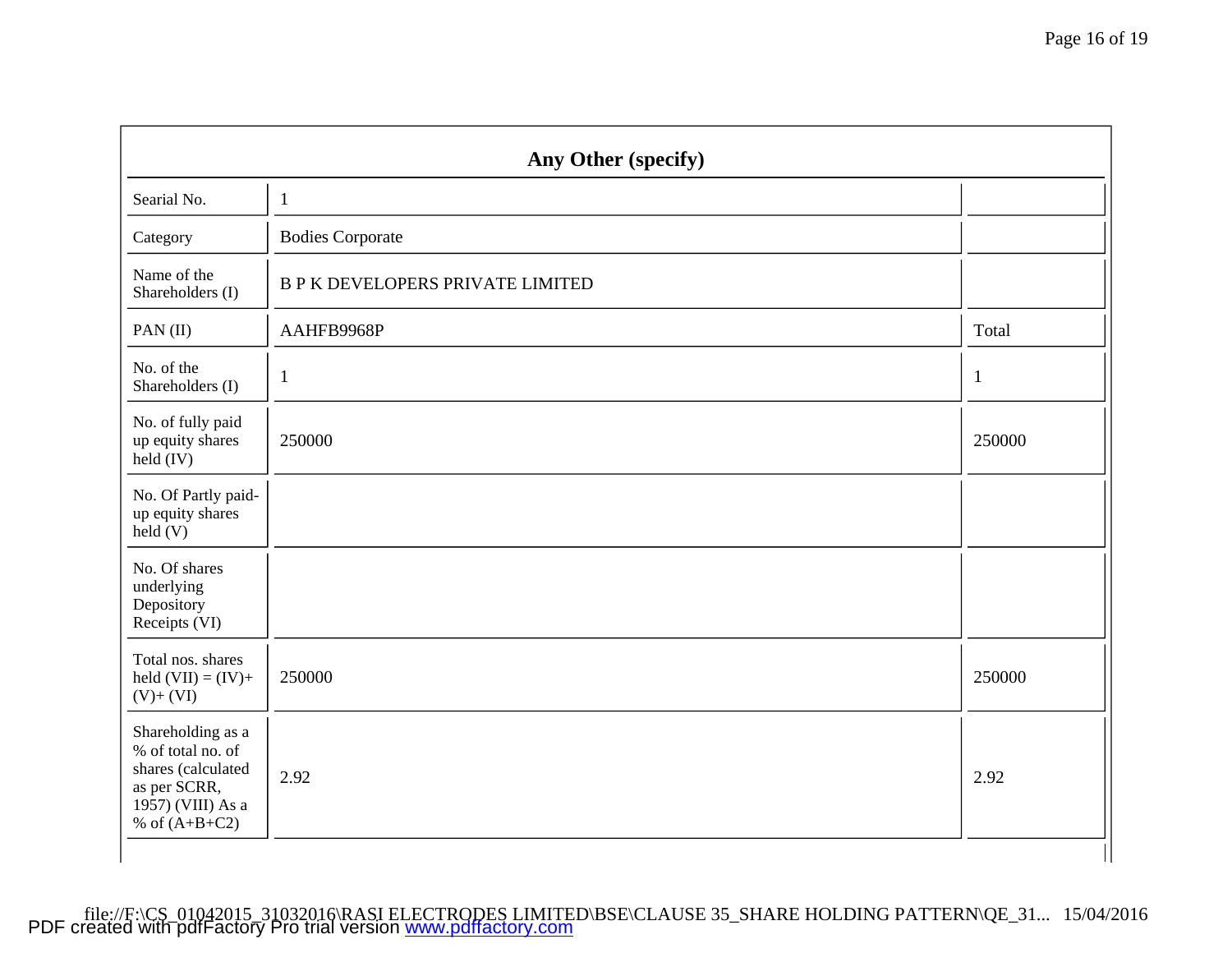## Any Other (specify)

| Searial No. | 1 | |
|---|---|---|
| Category | Bodies Corporate | |
| Name of the Shareholders (I) | B P K DEVELOPERS PRIVATE LIMITED | |
| PAN (II) | AAHFB9968P | Total |
| No. of the Shareholders (I) | 1 | 1 |
| No. of fully paid up equity shares held (IV) | 250000 | 250000 |
| No. Of Partly paid-up equity shares held (V) | | |
| No. Of shares underlying Depository Receipts (VI) | | |
| Total nos. shares held (VII) = (IV)+ (V)+ (VI) | 250000 | 250000 |
| Shareholding as a % of total no. of shares (calculated as per SCRR, 1957) (VIII) As a % of (A+B+C2) | 2.92 | 2.92 |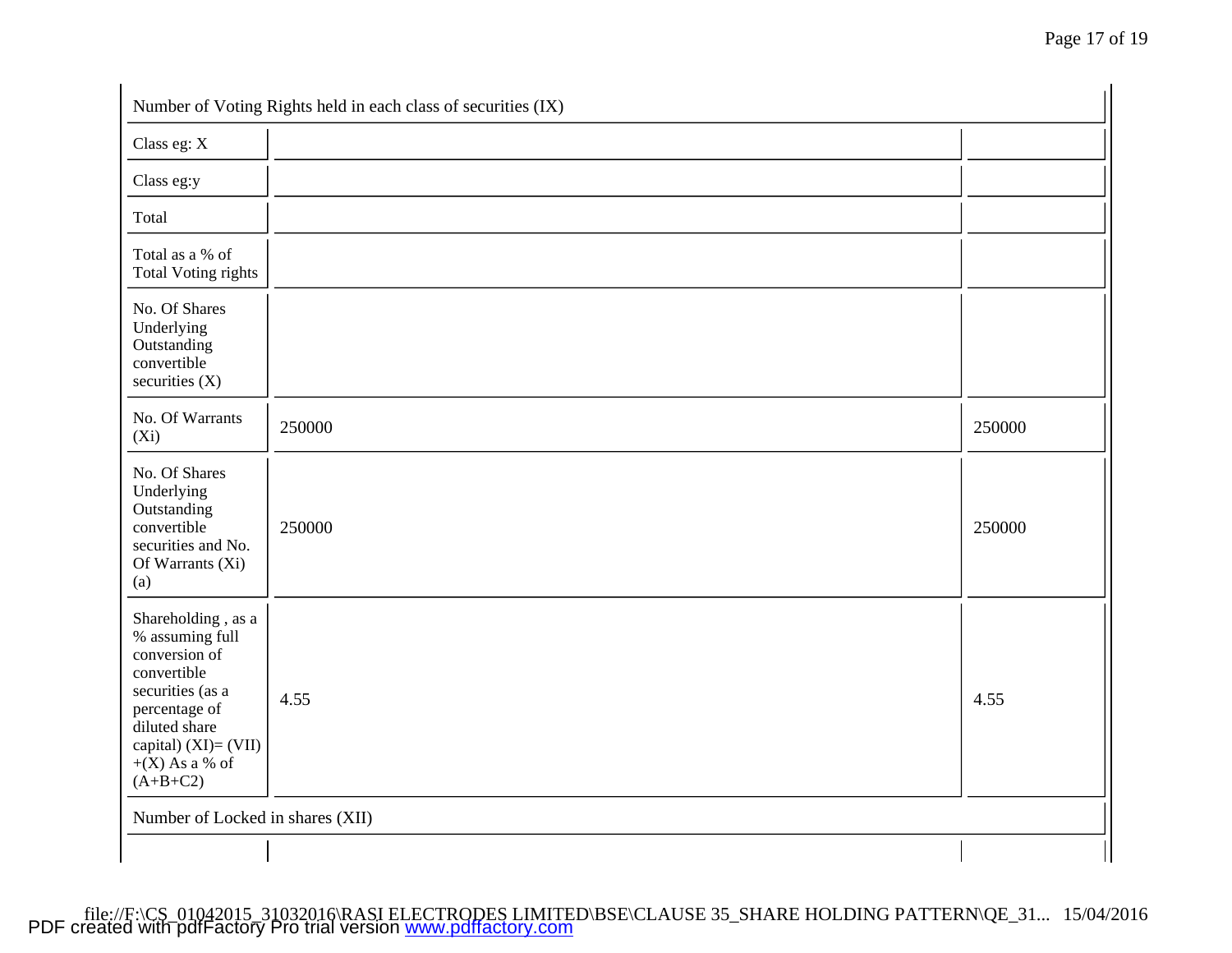| Number of Voting Rights held in each class of securities (IX) | | |
|---|---|---|
| Class eg: X | | |
| Class eg:y | | |
| Total | | |
| Total as a % of Total Voting rights | | |
| No. Of Shares Underlying Outstanding convertible securities (X) | | |
| No. Of Warrants (Xi) | 250000 | 250000 |
| No. Of Shares Underlying Outstanding convertible securities and No. Of Warrants (Xi) (a) | 250000 | 250000 |
| Shareholding , as a % assuming full conversion of convertible securities (as a percentage of diluted share capital) (XI)= (VII)+(X) As a % of (A+B+C2) | 4.55 | 4.55 |
| Number of Locked in shares (XII) | | |
| | | |

file://F:\CS_01042015_31032016\RASI ELECTRODES LIMITED\BSE\CLAUSE 35_SHARE HOLDING PATTERN\QE_31... 15/04/2016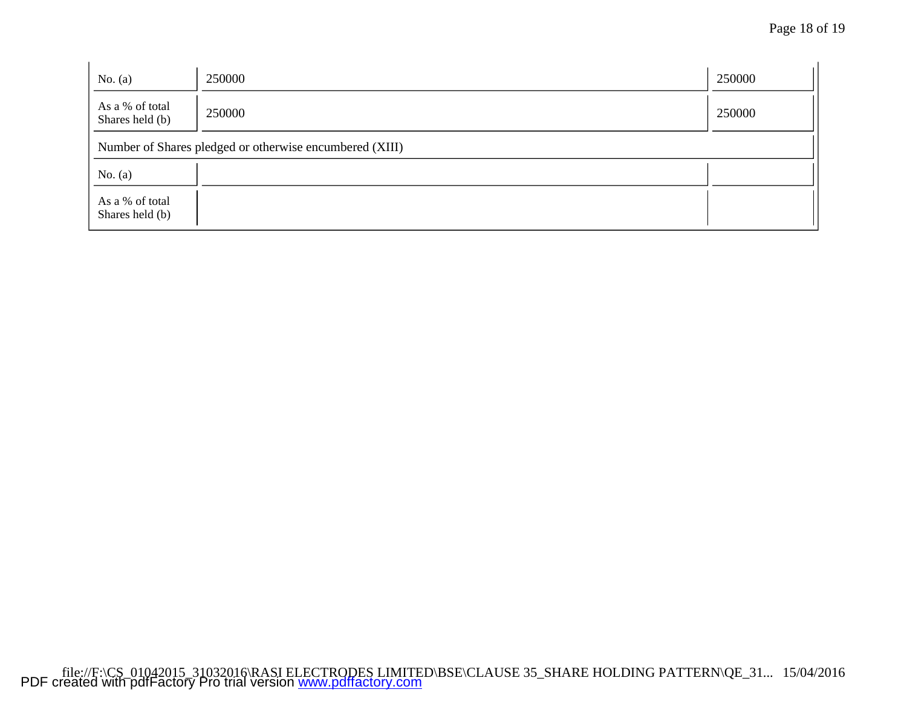| | | |
|---|---|---|
| No. (a) | 250000 | 250000 |
| As a % of total Shares held (b) | 250000 | 250000 |
| Number of Shares pledged or otherwise encumbered (XIII) | | |
| No. (a) | | |
| As a % of total Shares held (b) | | |

file://F:\CS_01042015_31032016\RASI ELECTRODES LIMITED\BSE\CLAUSE 35_SHARE HOLDING PATTERN\QE_31... 15/04/2016